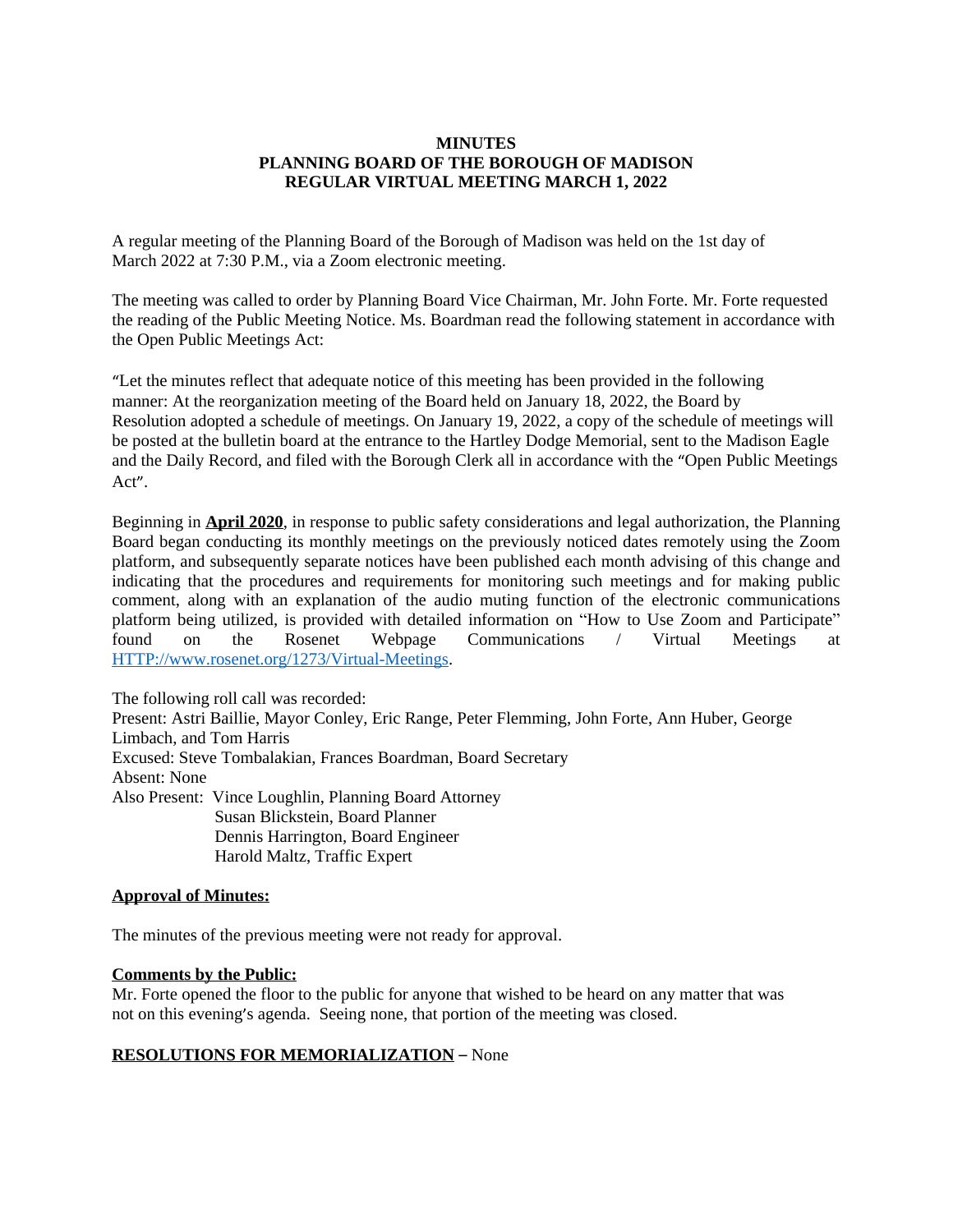**MINUTES**
**PLANNING BOARD OF THE BOROUGH OF MADISON**
**REGULAR VIRTUAL MEETING MARCH 1, 2022**

A regular meeting of the Planning Board of the Borough of Madison was held on the 1st day of March 2022 at 7:30 P.M., via a Zoom electronic meeting.

The meeting was called to order by Planning Board Vice Chairman, Mr. John Forte. Mr. Forte requested the reading of the Public Meeting Notice. Ms. Boardman read the following statement in accordance with the Open Public Meetings Act:

"Let the minutes reflect that adequate notice of this meeting has been provided in the following manner: At the reorganization meeting of the Board held on January 18, 2022, the Board by Resolution adopted a schedule of meetings. On January 19, 2022, a copy of the schedule of meetings will be posted at the bulletin board at the entrance to the Hartley Dodge Memorial, sent to the Madison Eagle and the Daily Record, and filed with the Borough Clerk all in accordance with the "Open Public Meetings Act".

Beginning in **April 2020**, in response to public safety considerations and legal authorization, the Planning Board began conducting its monthly meetings on the previously noticed dates remotely using the Zoom platform, and subsequently separate notices have been published each month advising of this change and indicating that the procedures and requirements for monitoring such meetings and for making public comment, along with an explanation of the audio muting function of the electronic communications platform being utilized, is provided with detailed information on "How to Use Zoom and Participate" found on the Rosenet Webpage Communications / Virtual Meetings at HTTP://www.rosenet.org/1273/Virtual-Meetings.

The following roll call was recorded:
Present: Astri Baillie, Mayor Conley, Eric Range, Peter Flemming, John Forte, Ann Huber, George Limbach, and Tom Harris
Excused: Steve Tombalakian, Frances Boardman, Board Secretary
Absent: None
Also Present: Vince Loughlin, Planning Board Attorney
Susan Blickstein, Board Planner
Dennis Harrington, Board Engineer
Harold Maltz, Traffic Expert

**Approval of Minutes:**

The minutes of the previous meeting were not ready for approval.

**Comments by the Public:**
Mr. Forte opened the floor to the public for anyone that wished to be heard on any matter that was not on this evening's agenda. Seeing none, that portion of the meeting was closed.

**RESOLUTIONS FOR MEMORIALIZATION** – None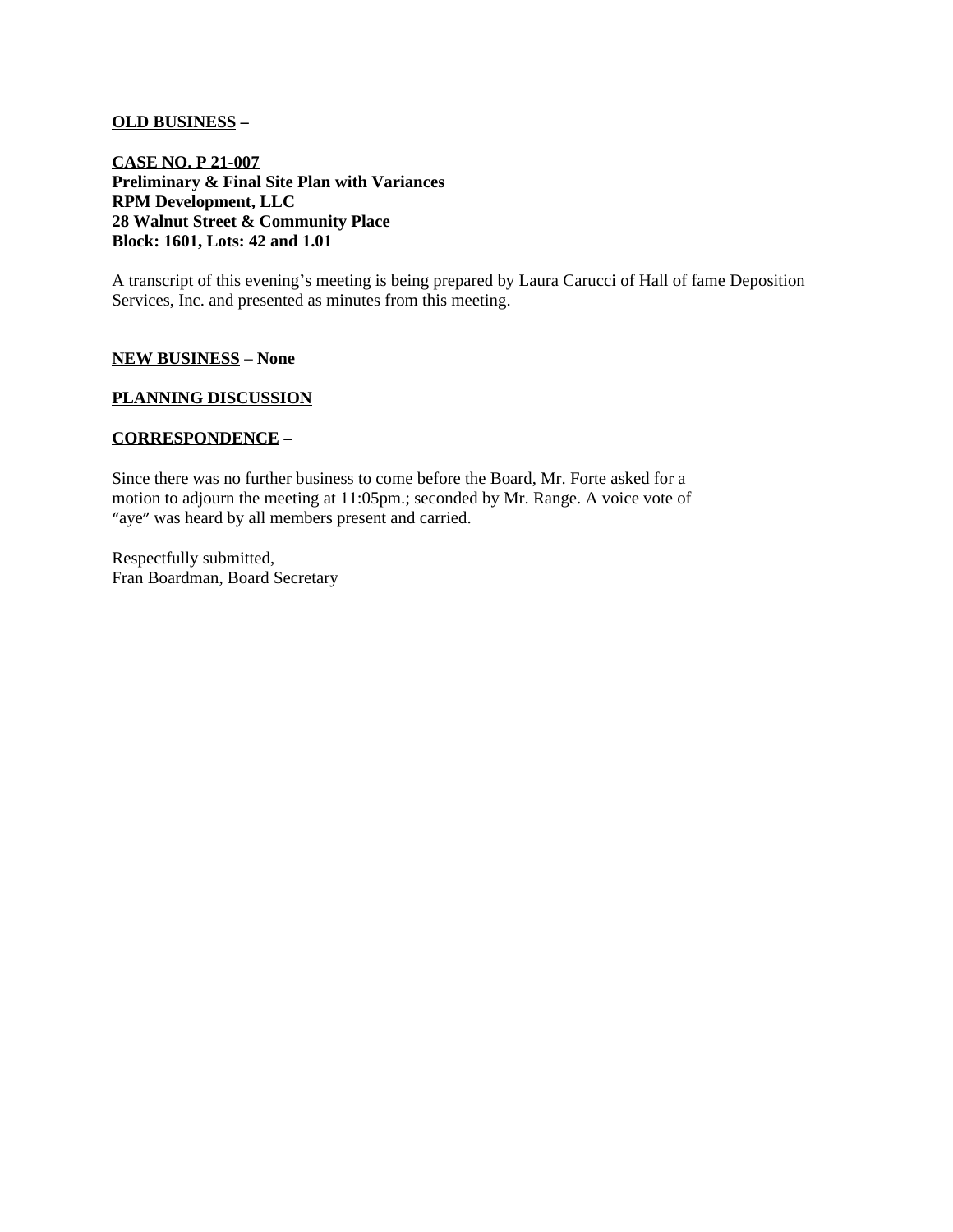**OLD BUSINESS –**

**CASE NO. P 21-007**
**Preliminary & Final Site Plan with Variances**
**RPM Development, LLC**
**28 Walnut Street & Community Place**
**Block: 1601, Lots: 42 and 1.01**

A transcript of this evening's meeting is being prepared by Laura Carucci of Hall of fame Deposition Services, Inc. and presented as minutes from this meeting.

**NEW BUSINESS – None**

**PLANNING DISCUSSION**

**CORRESPONDENCE –**

Since there was no further business to come before the Board, Mr. Forte asked for a motion to adjourn the meeting at 11:05pm.; seconded by Mr. Range. A voice vote of "aye" was heard by all members present and carried.

Respectfully submitted,
Fran Boardman, Board Secretary